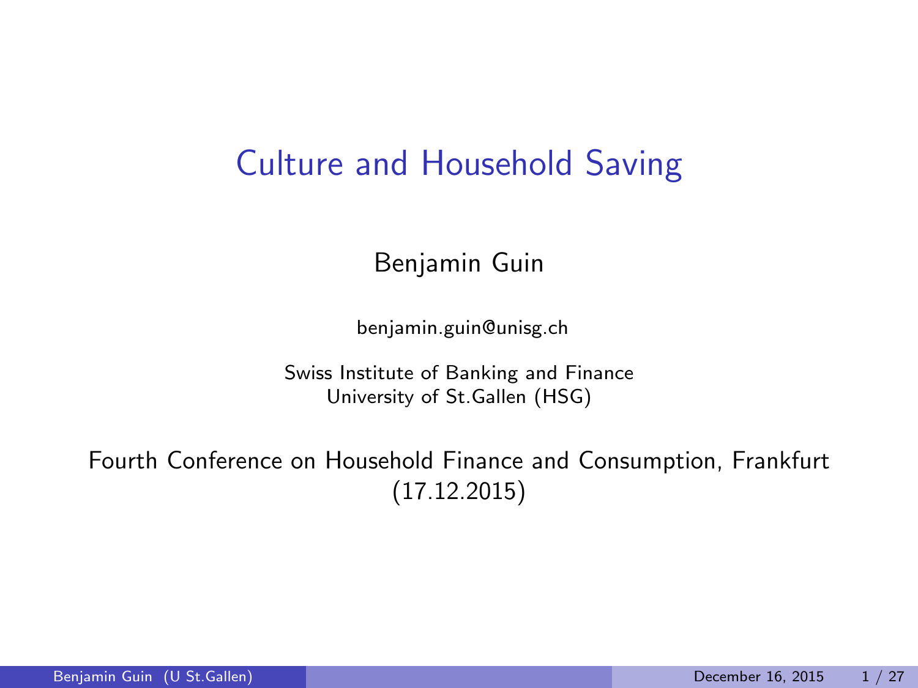# Culture and Household Saving

Benjamin Guin

benjamin.guin@unisg.ch

Swiss Institute of Banking and Finance
University of St.Gallen (HSG)

Fourth Conference on Household Finance and Consumption, Frankfurt
(17.12.2015)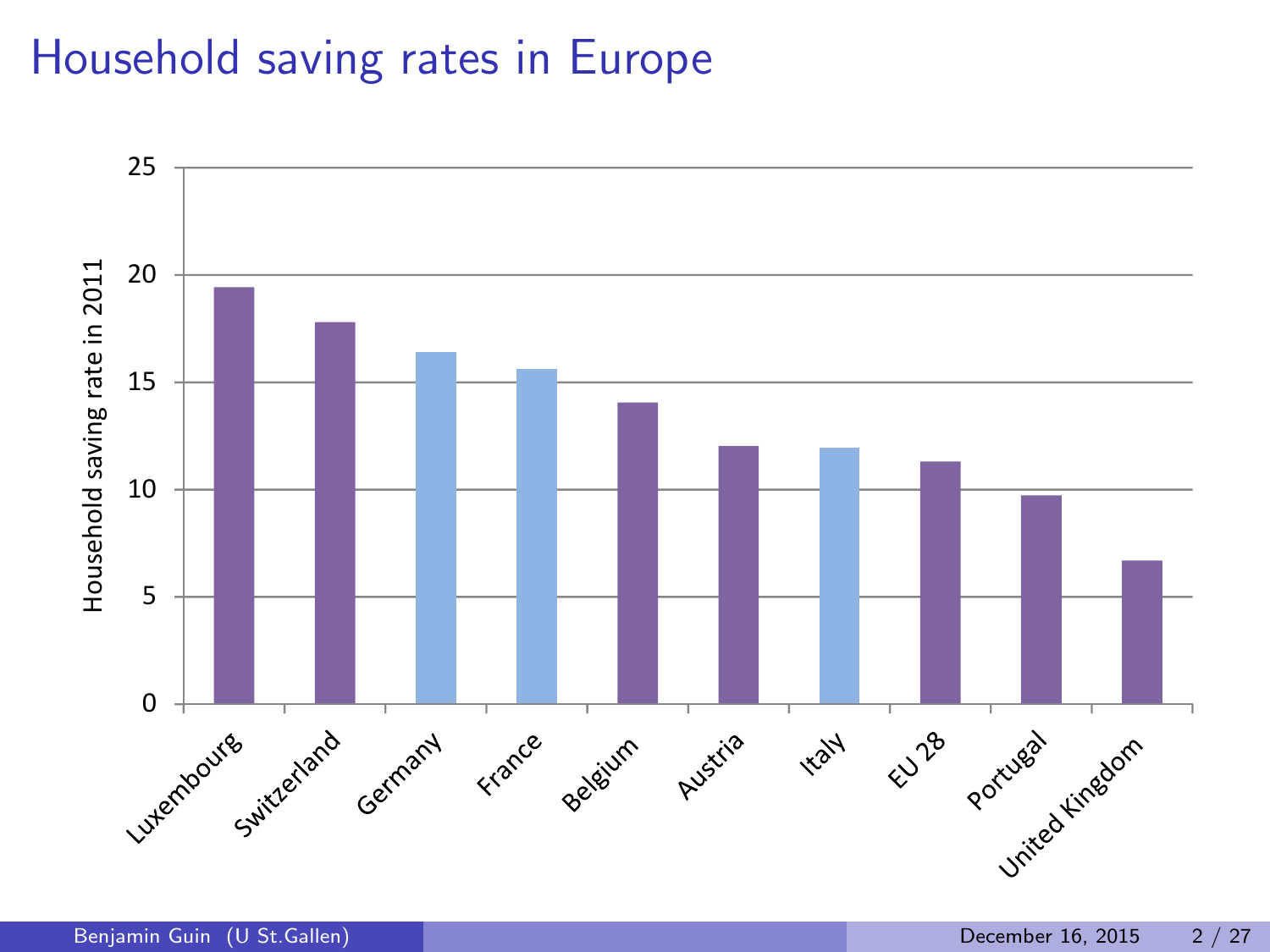# Household saving rates in Europe

Household saving rate in 2011

25
20
15
10
5
0

Luxembourg, Switzerland, Germany, France, Belgium, Austria, Italy, EU 28, Portugal, United Kingdom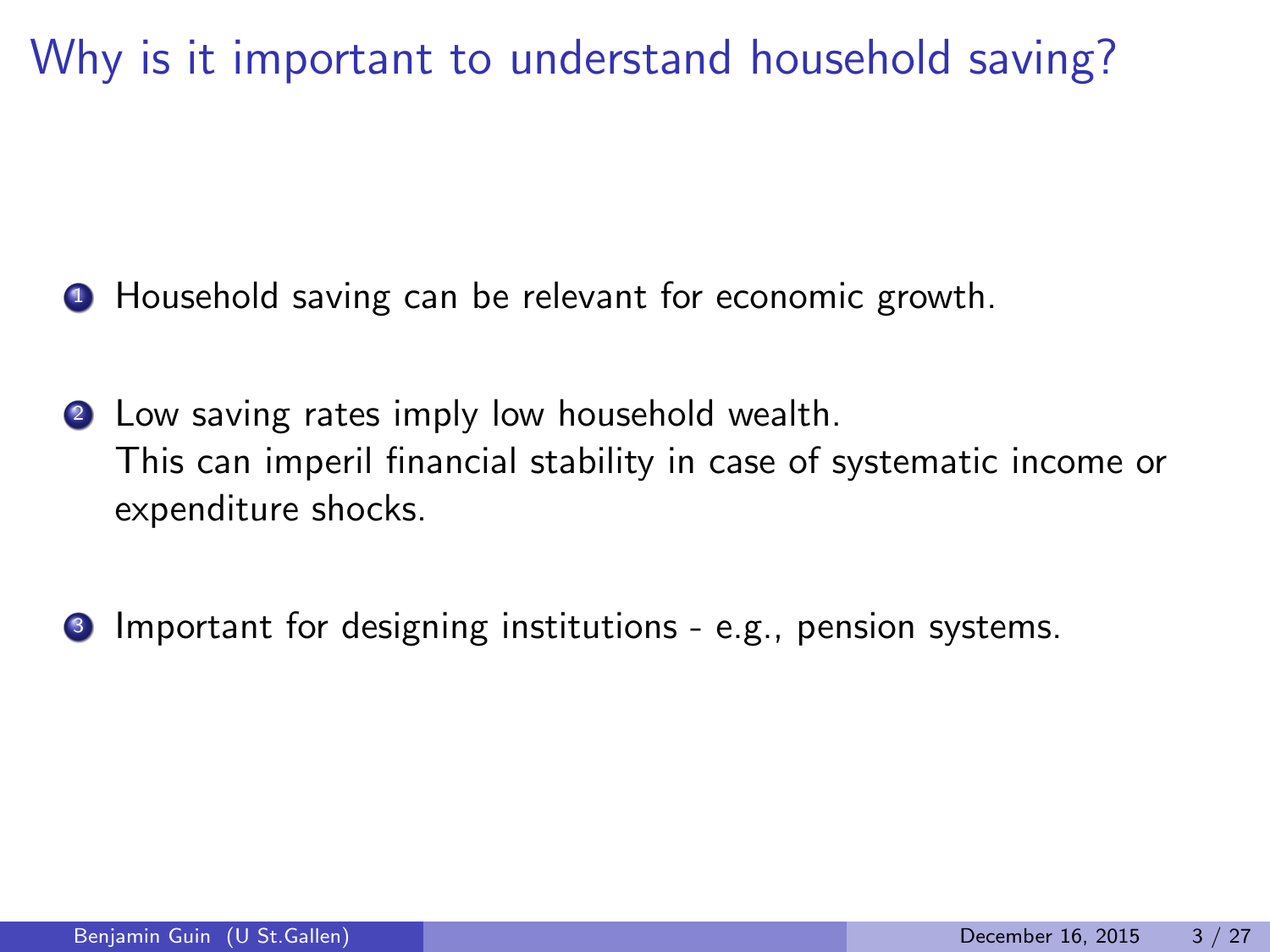# Why is it important to understand household saving?

1. Household saving can be relevant for economic growth.
2. Low saving rates imply low household wealth.
   This can imperil financial stability in case of systematic income or expenditure shocks.
3. Important for designing institutions - e.g., pension systems.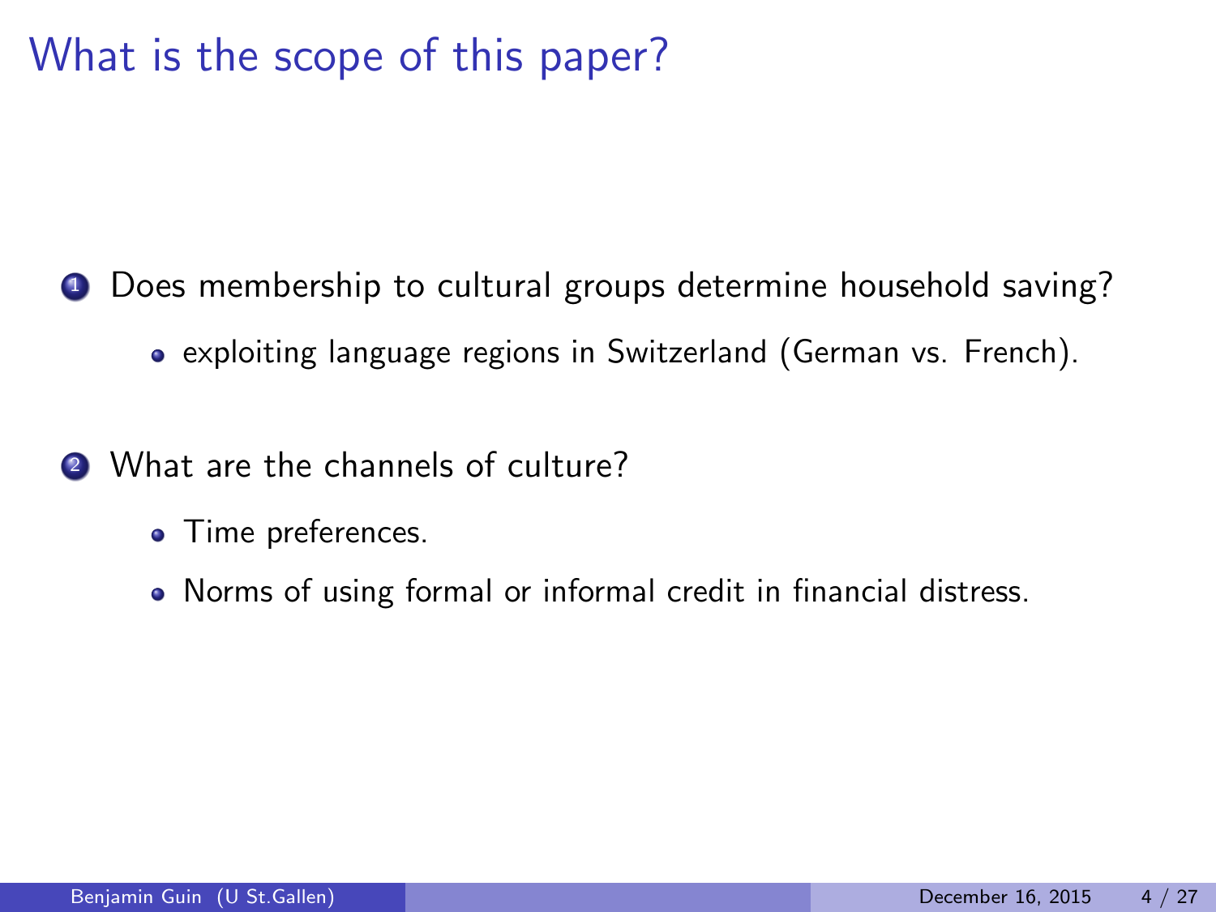# What is the scope of this paper?

1. Does membership to cultural groups determine household saving?
   - exploiting language regions in Switzerland (German vs. French).

2. What are the channels of culture?
   - Time preferences.
   - Norms of using formal or informal credit in financial distress.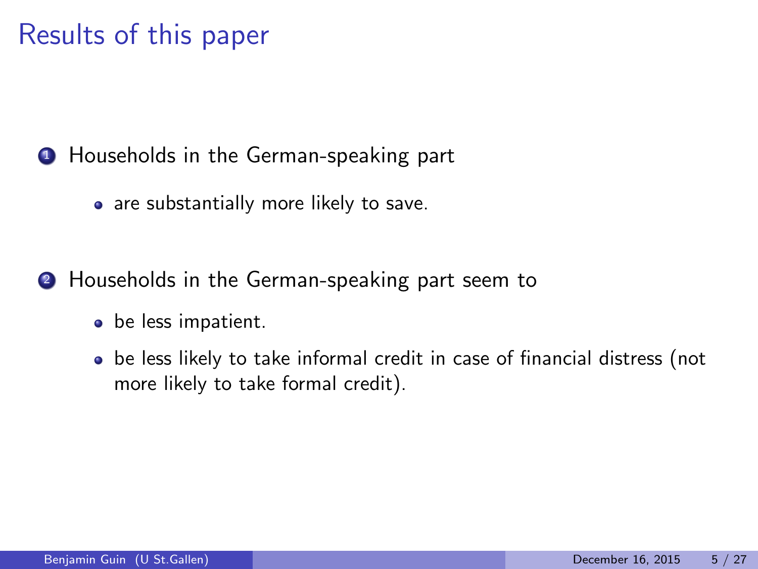# Results of this paper

1. Households in the German-speaking part
   - are substantially more likely to save.

2. Households in the German-speaking part seem to
   - be less impatient.
   - be less likely to take informal credit in case of financial distress (not more likely to take formal credit).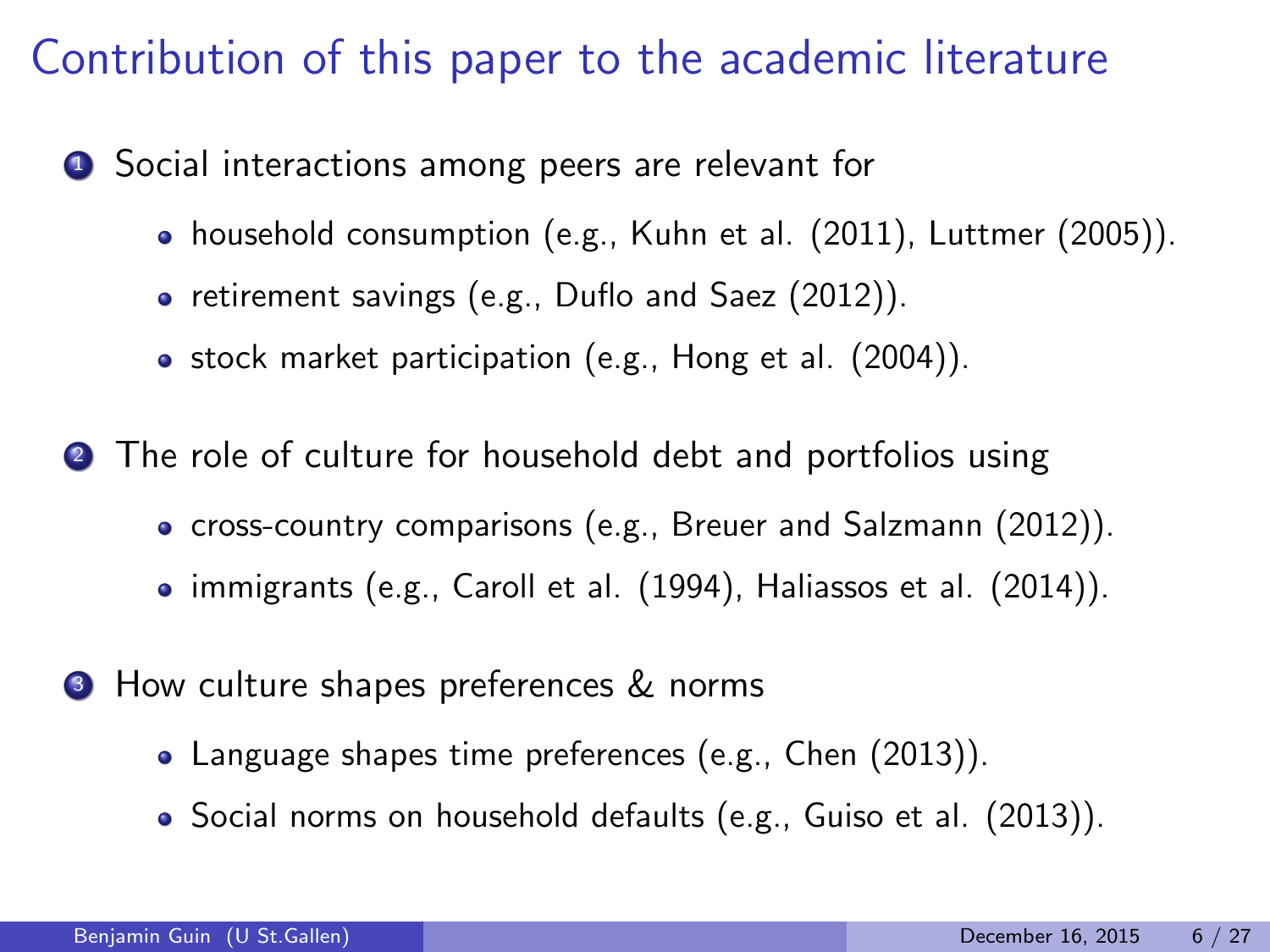# Contribution of this paper to the academic literature

1. Social interactions among peers are relevant for
   - household consumption (e.g., Kuhn et al. (2011), Luttmer (2005)).
   - retirement savings (e.g., Duflo and Saez (2012)).
   - stock market participation (e.g., Hong et al. (2004)).
2. The role of culture for household debt and portfolios using
   - cross-country comparisons (e.g., Breuer and Salzmann (2012)).
   - immigrants (e.g., Caroll et al. (1994), Haliassos et al. (2014)).
3. How culture shapes preferences & norms
   - Language shapes time preferences (e.g., Chen (2013)).
   - Social norms on household defaults (e.g., Guiso et al. (2013)).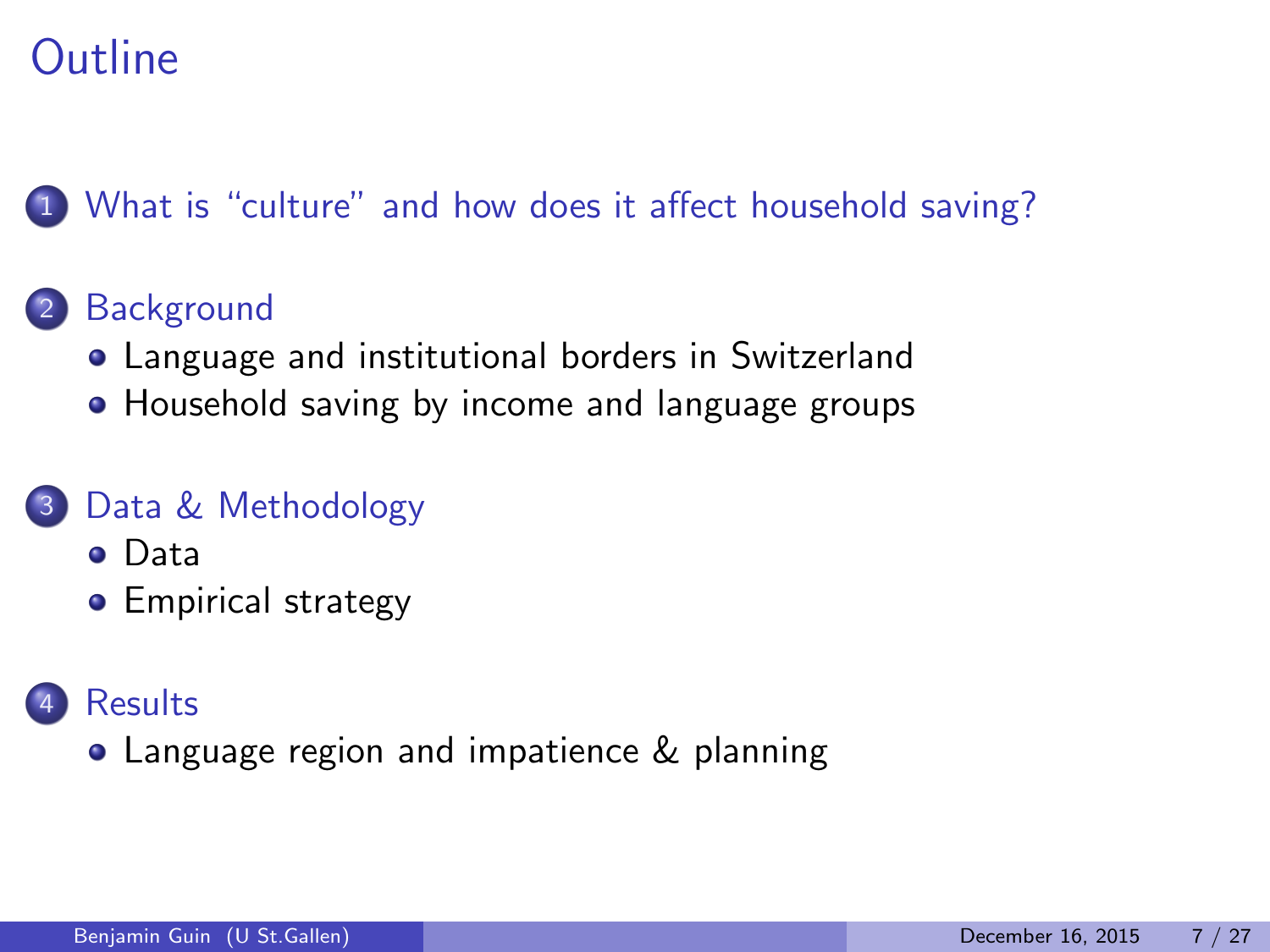# Outline

1. What is "culture" and how does it affect household saving?

2. Background
   - Language and institutional borders in Switzerland
   - Household saving by income and language groups

3. Data & Methodology
   - Data
   - Empirical strategy

4. Results
   - Language region and impatience & planning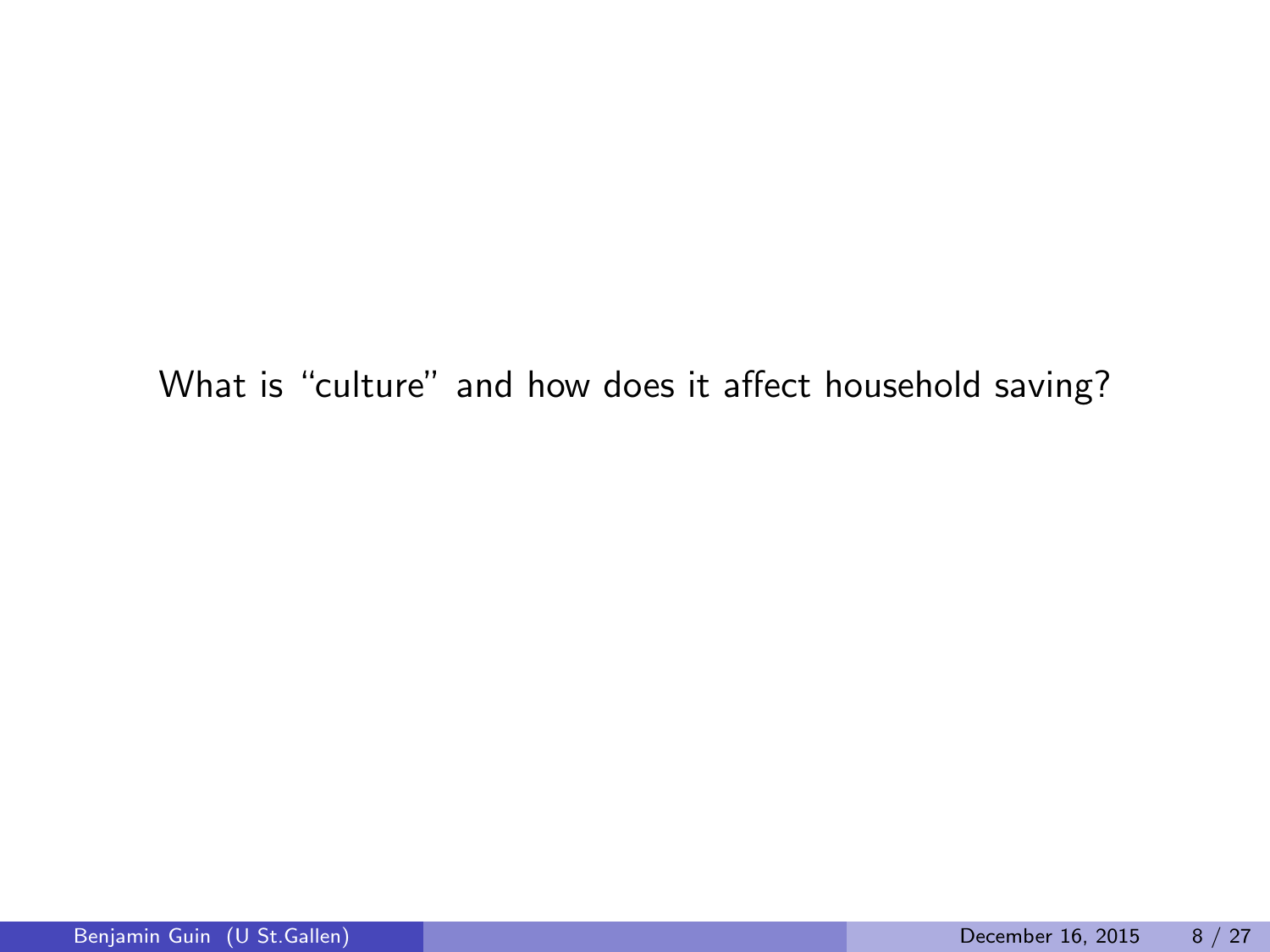What is “culture” and how does it affect household saving?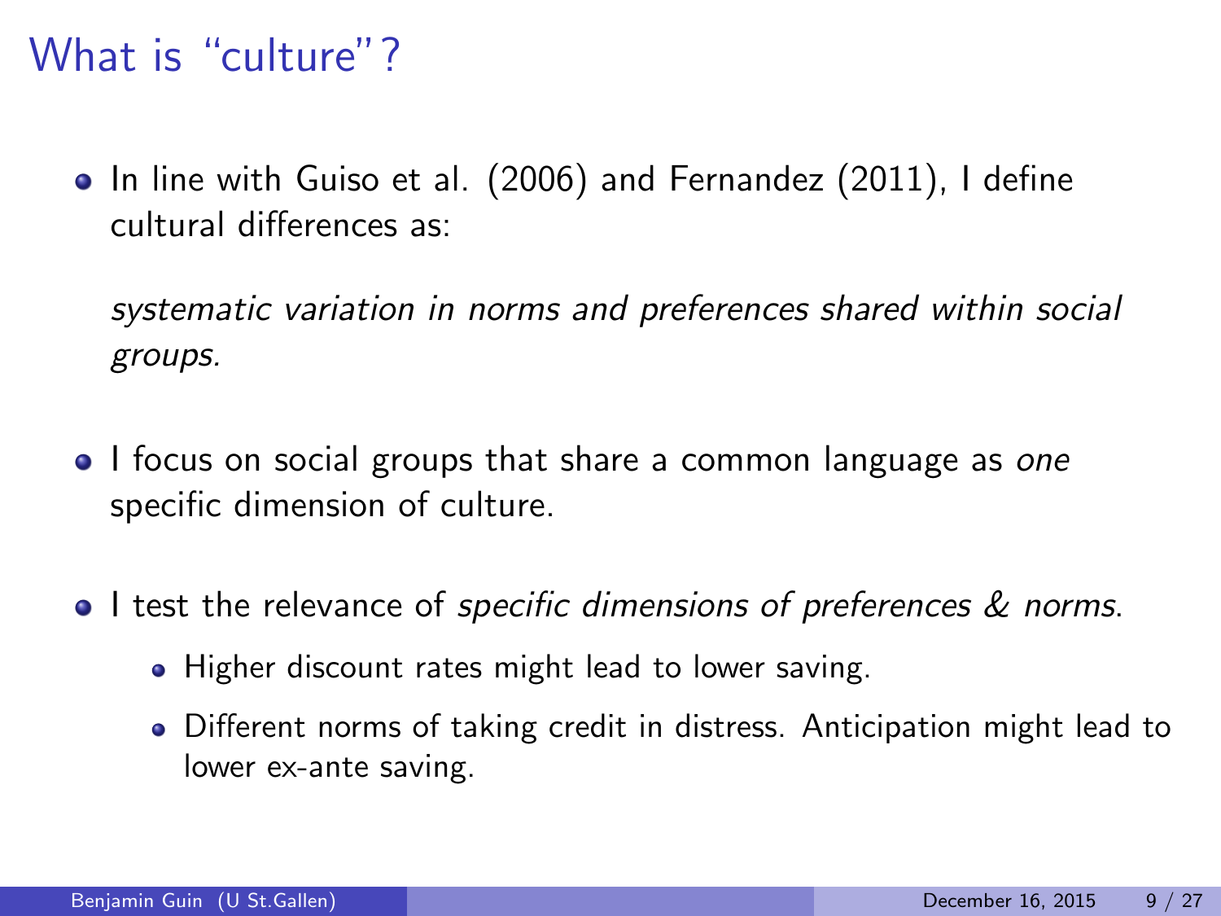# What is "culture"?

- In line with Guiso et al. (2006) and Fernandez (2011), I define cultural differences as:

  *systematic variation in norms and preferences shared within social groups.*

- I focus on social groups that share a common language as *one* specific dimension of culture.

- I test the relevance of *specific dimensions of preferences & norms*.
  - Higher discount rates might lead to lower saving.
  - Different norms of taking credit in distress. Anticipation might lead to lower ex-ante saving.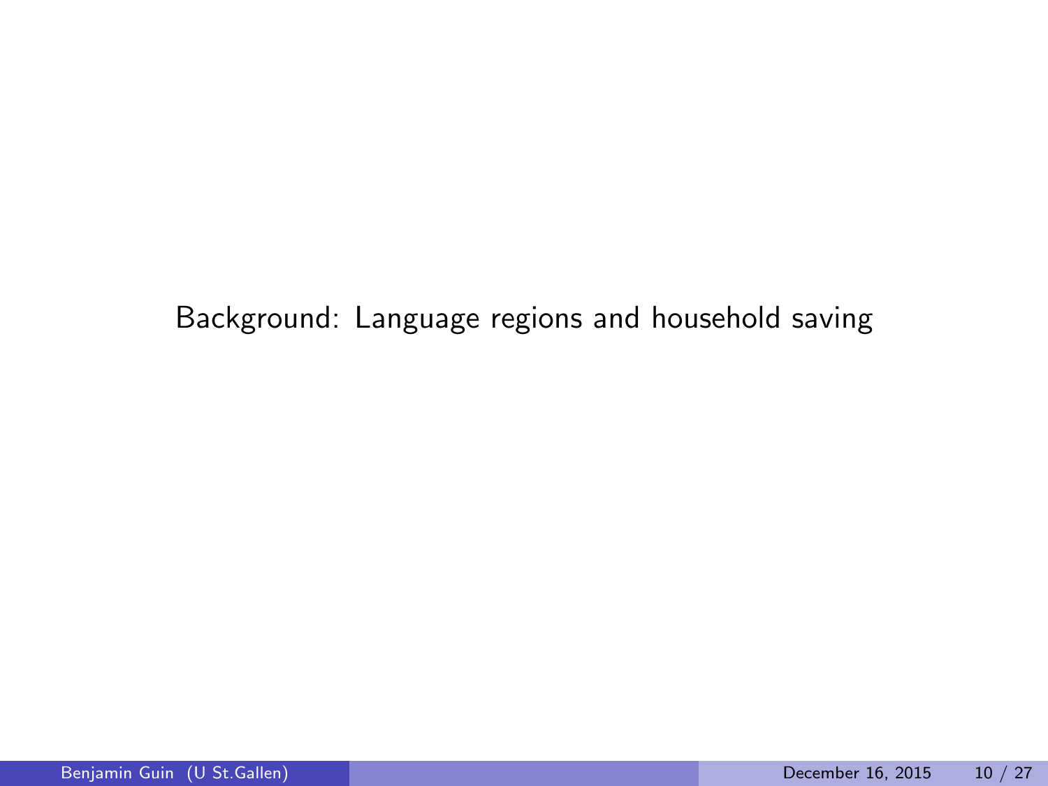# Background: Language regions and household saving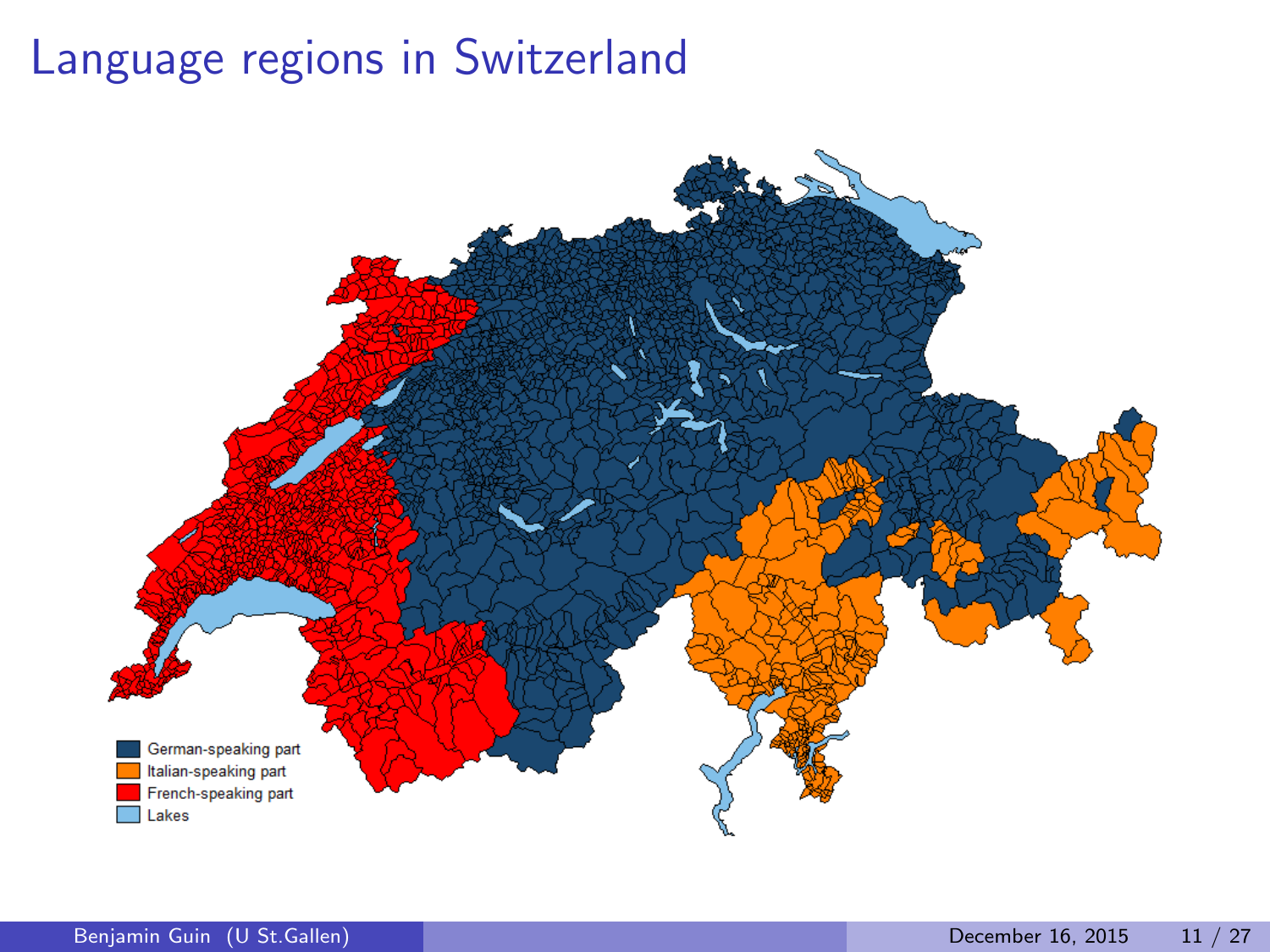# Language regions in Switzerland

- German-speaking part
- Italian-speaking part
- French-speaking part
- Lakes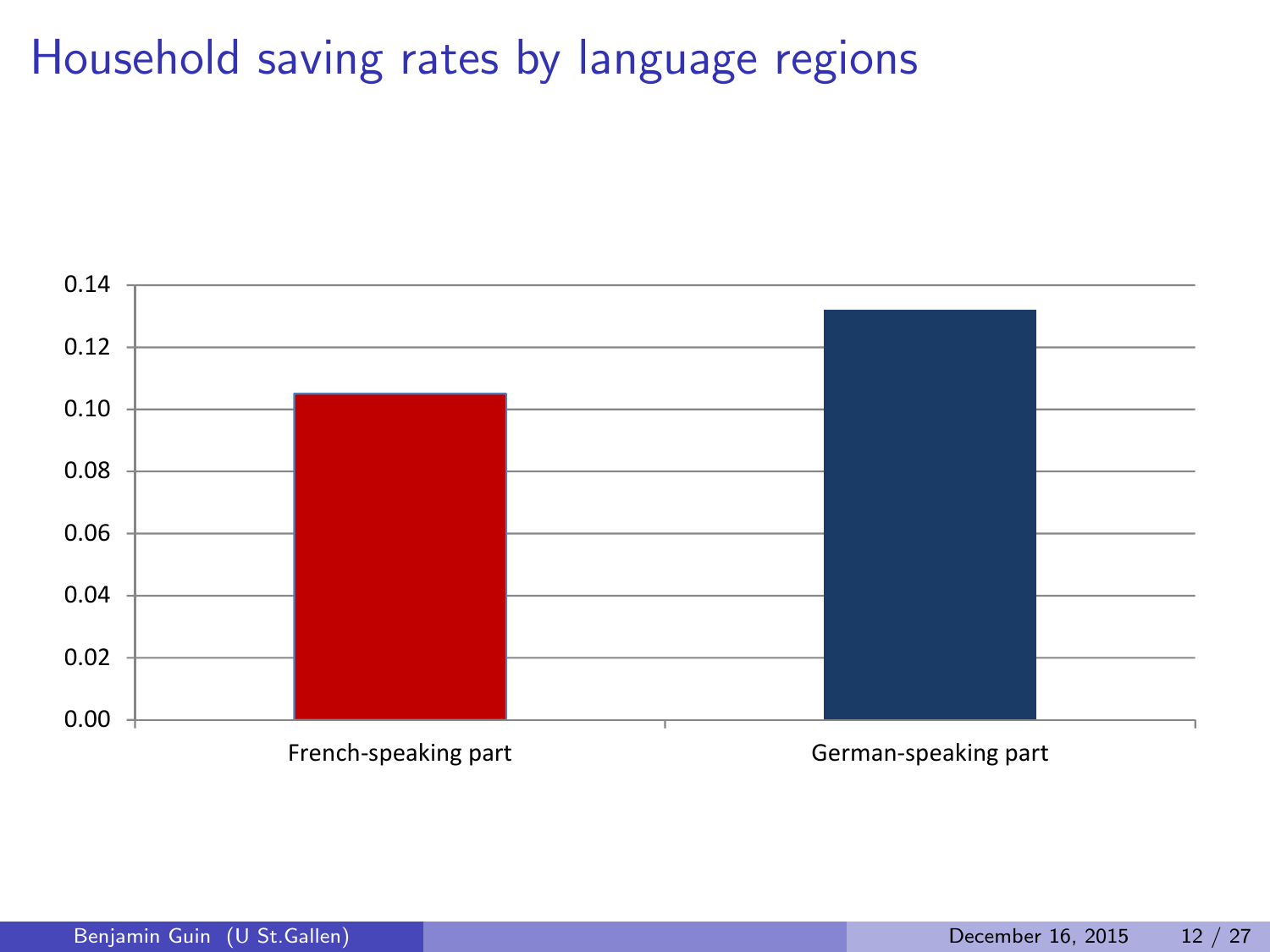# Household saving rates by language regions

| | French-speaking part | German-speaking part |
|---|---|---|
| Household saving rate | ~0.105 | ~0.132 |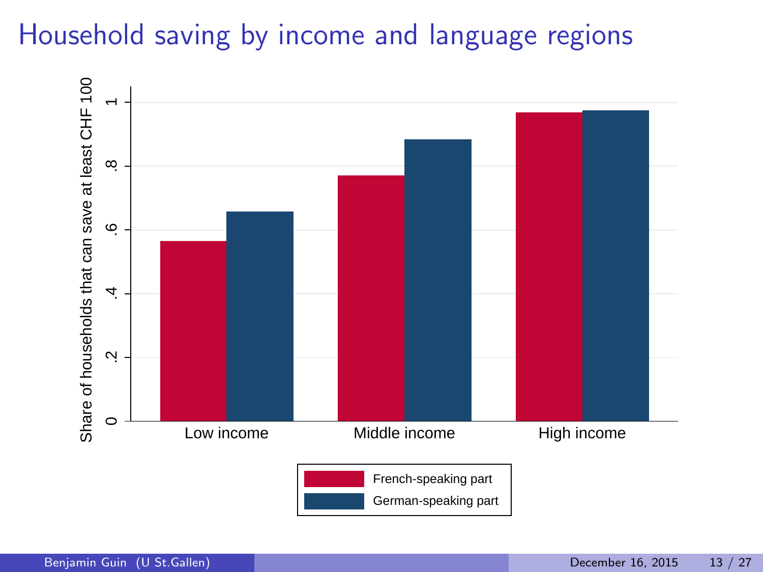# Household saving by income and language regions

Share of households that can save at least CHF 100

0 .2 .4 .6 .8 1

Low income Middle income High income

French-speaking part

German-speaking part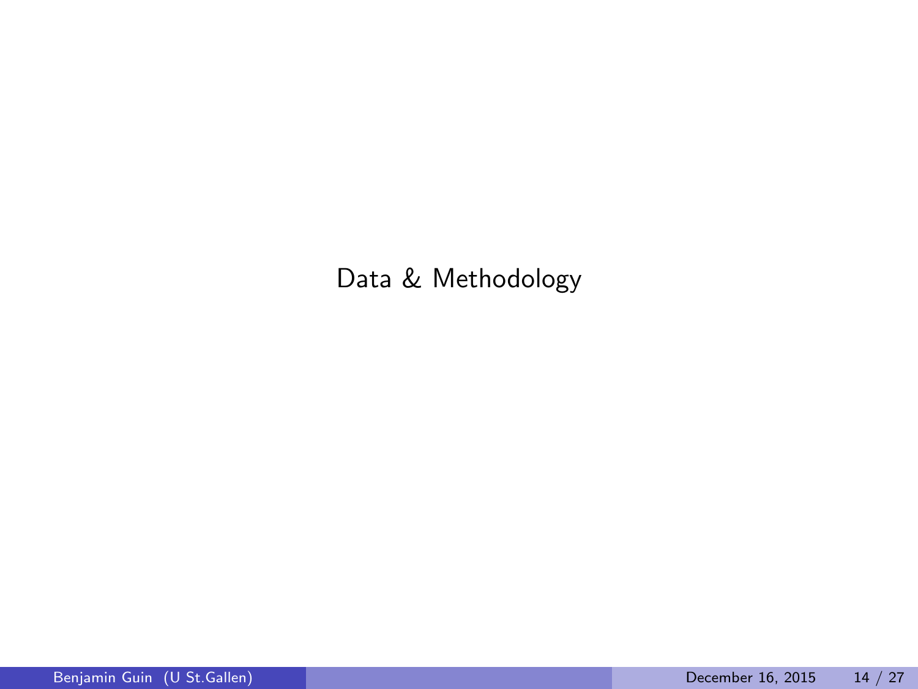# Data & Methodology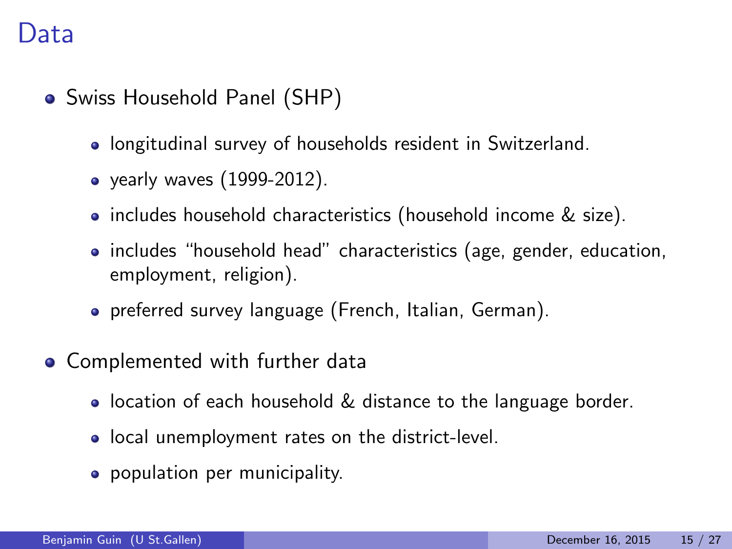# Data

- Swiss Household Panel (SHP)
  - longitudinal survey of households resident in Switzerland.
  - yearly waves (1999-2012).
  - includes household characteristics (household income & size).
  - includes "household head" characteristics (age, gender, education, employment, religion).
  - preferred survey language (French, Italian, German).
- Complemented with further data
  - location of each household & distance to the language border.
  - local unemployment rates on the district-level.
  - population per municipality.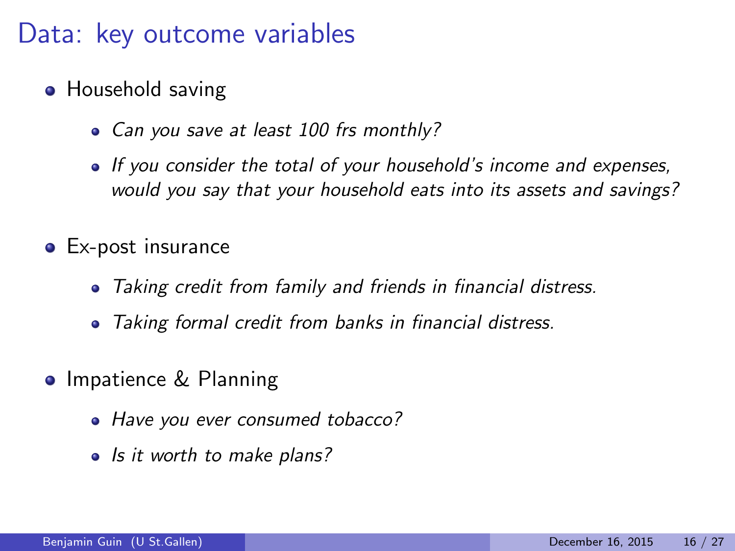# Data: key outcome variables

- Household saving
  - *Can you save at least 100 frs monthly?*
  - *If you consider the total of your household's income and expenses, would you say that your household eats into its assets and savings?*
- Ex-post insurance
  - *Taking credit from family and friends in financial distress.*
  - *Taking formal credit from banks in financial distress.*
- Impatience & Planning
  - *Have you ever consumed tobacco?*
  - *Is it worth to make plans?*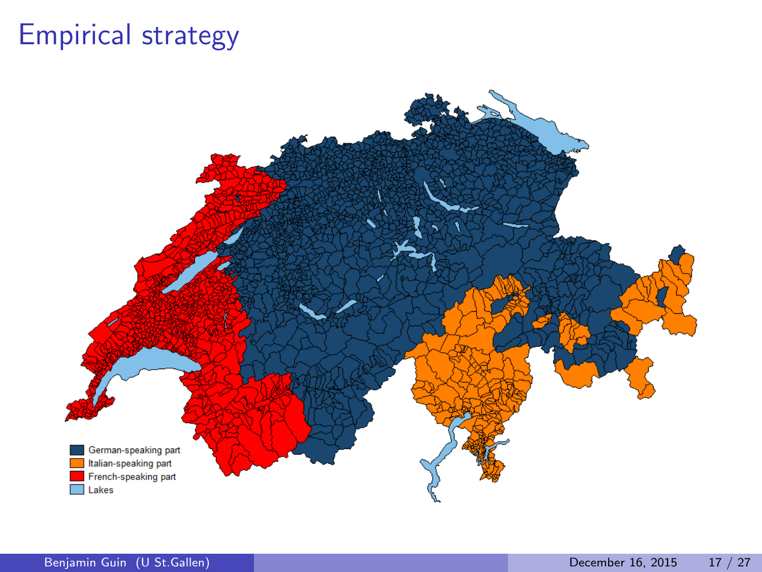# Empirical strategy

German-speaking part
Italian-speaking part
French-speaking part
Lakes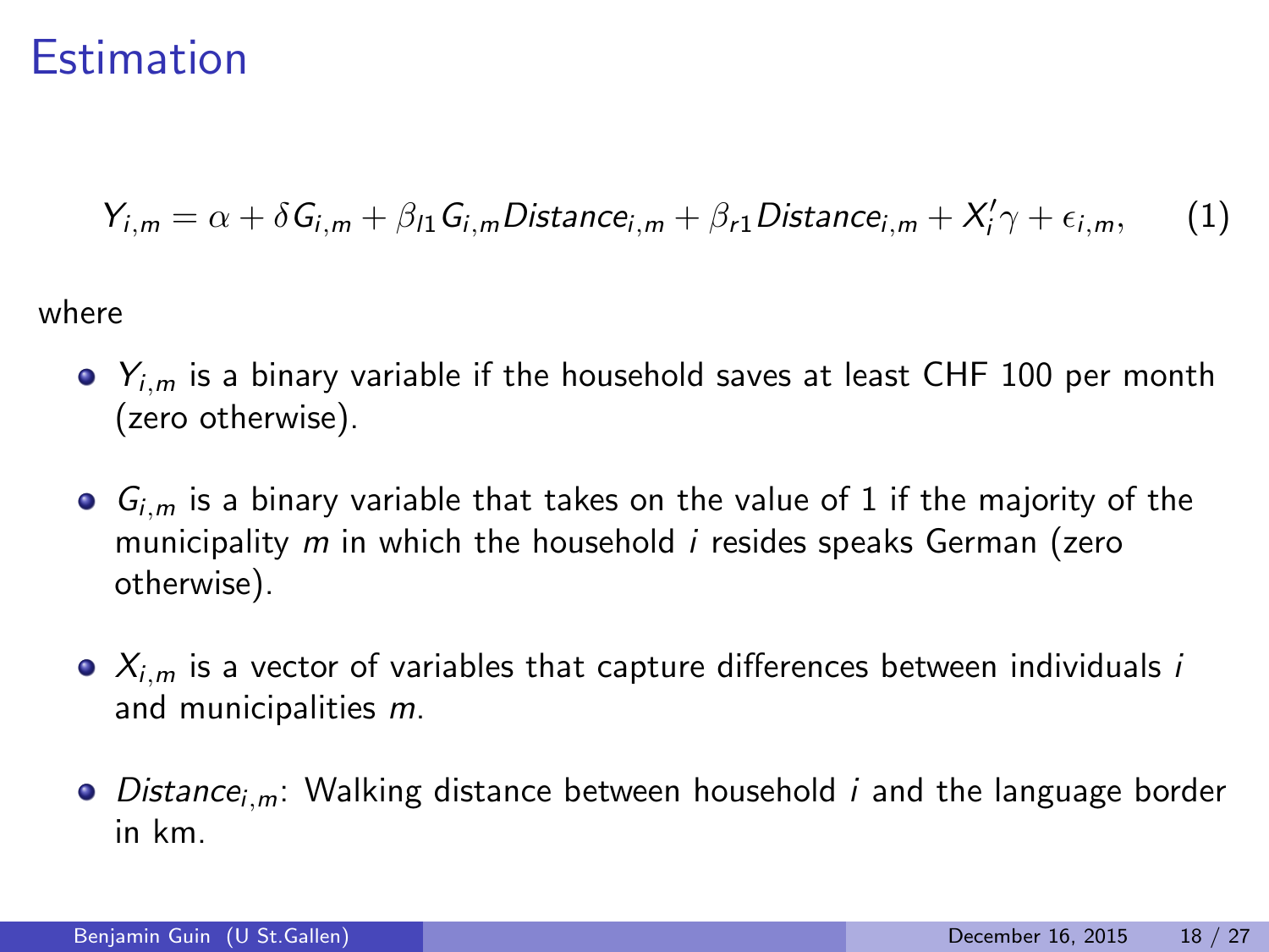# Estimation

$$Y_{i,m} = \alpha + \delta G_{i,m} + \beta_{l1} G_{i,m} Distance_{i,m} + \beta_{r1} Distance_{i,m} + X_i' \gamma + \epsilon_{i,m}, \qquad (1)$$

where

- $Y_{i,m}$ is a binary variable if the household saves at least CHF 100 per month (zero otherwise).
- $G_{i,m}$ is a binary variable that takes on the value of 1 if the majority of the municipality $m$ in which the household $i$ resides speaks German (zero otherwise).
- $X_{i,m}$ is a vector of variables that capture differences between individuals $i$ and municipalities $m$.
- $Distance_{i,m}$: Walking distance between household $i$ and the language border in km.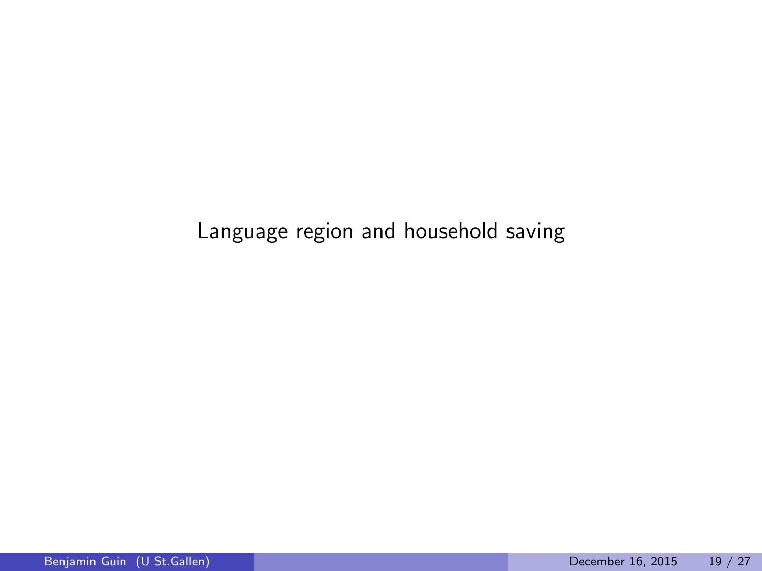# Language region and household saving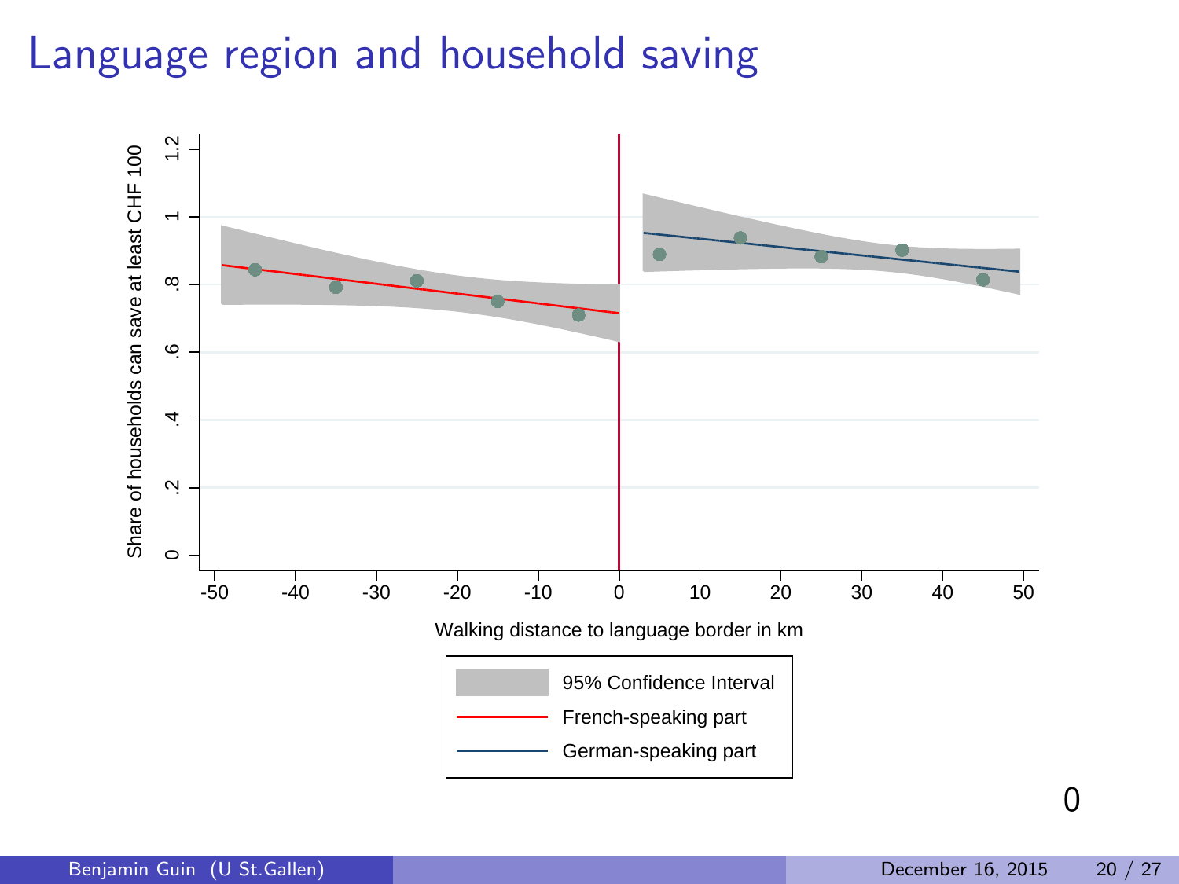# Language region and household saving

Share of households can save at least CHF 100

Walking distance to language border in km

95% Confidence Interval

French-speaking part

German-speaking part

0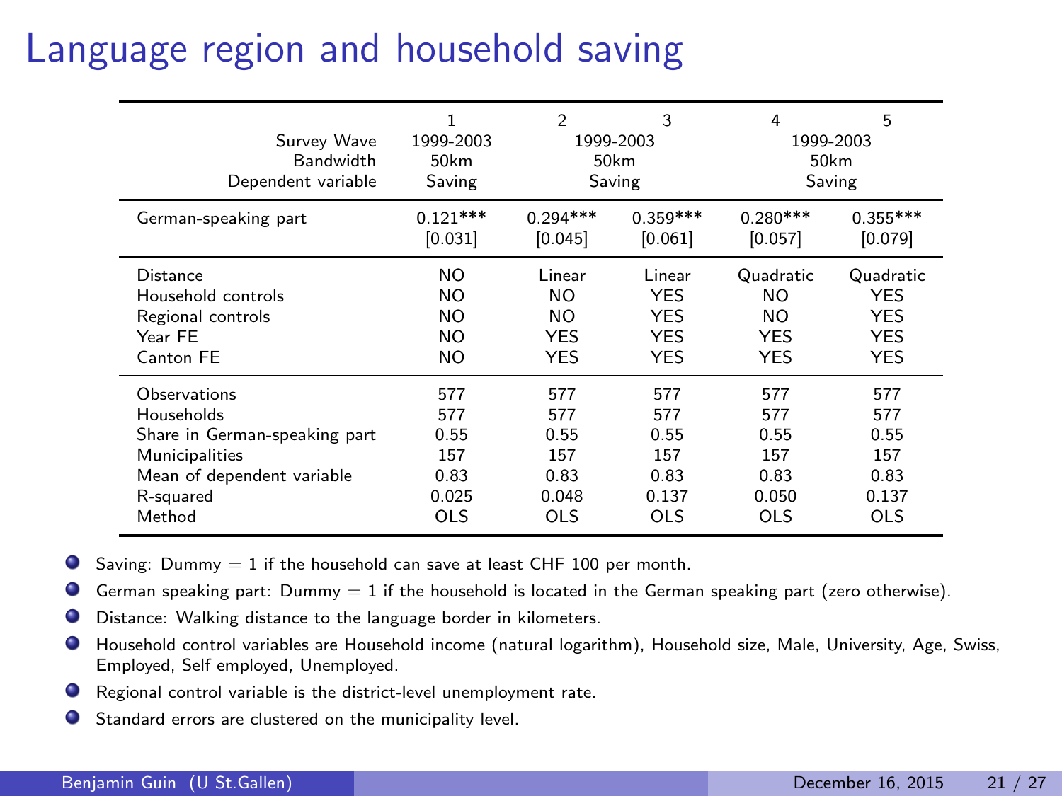# Language region and household saving

| | 1 | 2 | 3 | 4 | 5 |
|---|---|---|---|---|---|
| Survey Wave | 1999-2003 | 1999-2003 | | 1999-2003 | |
| Bandwidth | 50km | 50km | | 50km | |
| Dependent variable | Saving | Saving | | Saving | |
| German-speaking part | 0.121*** | 0.294*** | 0.359*** | 0.280*** | 0.355*** |
| | [0.031] | [0.045] | [0.061] | [0.057] | [0.079] |
| Distance | NO | Linear | Linear | Quadratic | Quadratic |
| Household controls | NO | NO | YES | NO | YES |
| Regional controls | NO | NO | YES | NO | YES |
| Year FE | NO | YES | YES | YES | YES |
| Canton FE | NO | YES | YES | YES | YES |
| Observations | 577 | 577 | 577 | 577 | 577 |
| Households | 577 | 577 | 577 | 577 | 577 |
| Share in German-speaking part | 0.55 | 0.55 | 0.55 | 0.55 | 0.55 |
| Municipalities | 157 | 157 | 157 | 157 | 157 |
| Mean of dependent variable | 0.83 | 0.83 | 0.83 | 0.83 | 0.83 |
| R-squared | 0.025 | 0.048 | 0.137 | 0.050 | 0.137 |
| Method | OLS | OLS | OLS | OLS | OLS |

- Saving: Dummy = 1 if the household can save at least CHF 100 per month.
- German speaking part: Dummy = 1 if the household is located in the German speaking part (zero otherwise).
- Distance: Walking distance to the language border in kilometers.
- Household control variables are Household income (natural logarithm), Household size, Male, University, Age, Swiss, Employed, Self employed, Unemployed.
- Regional control variable is the district-level unemployment rate.
- Standard errors are clustered on the municipality level.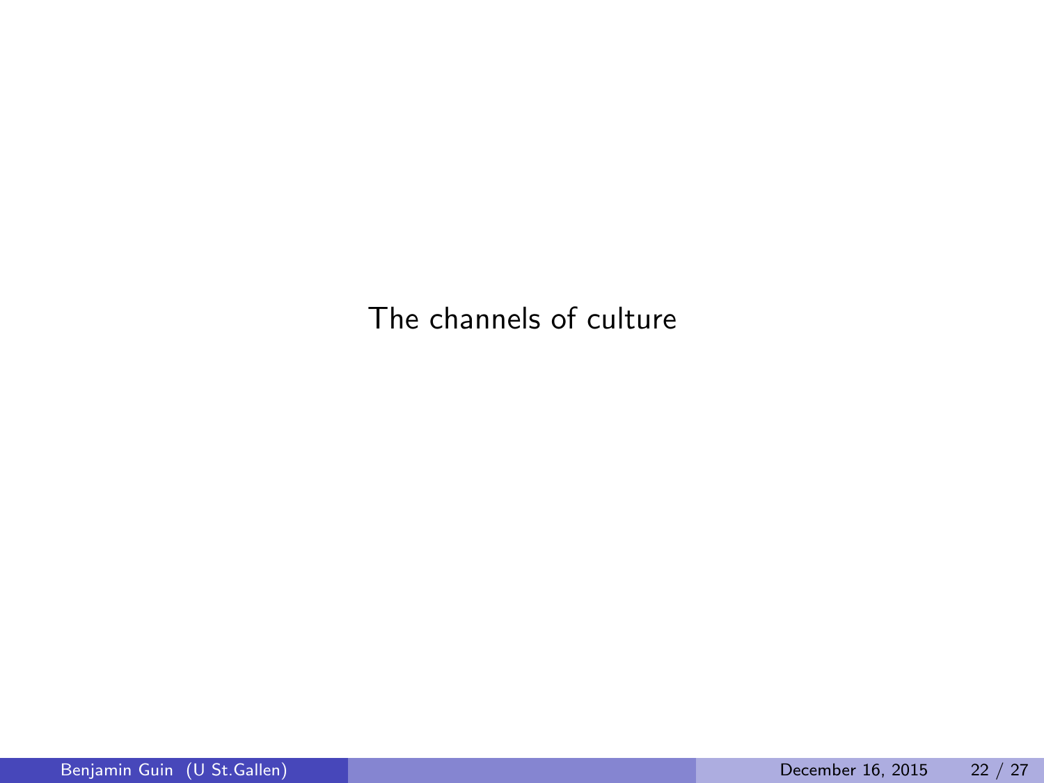# The channels of culture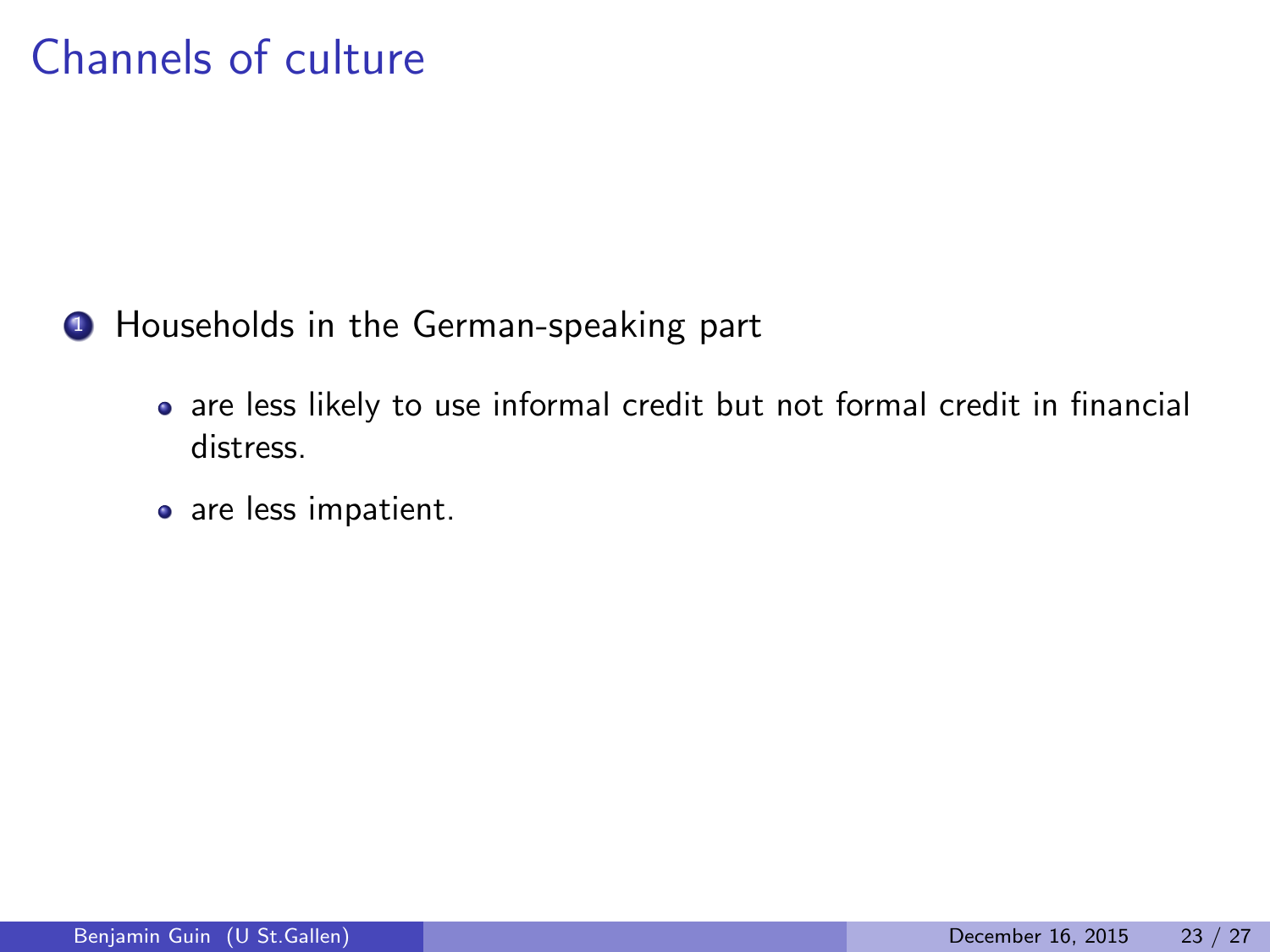# Channels of culture

1. Households in the German-speaking part
   - are less likely to use informal credit but not formal credit in financial distress.
   - are less impatient.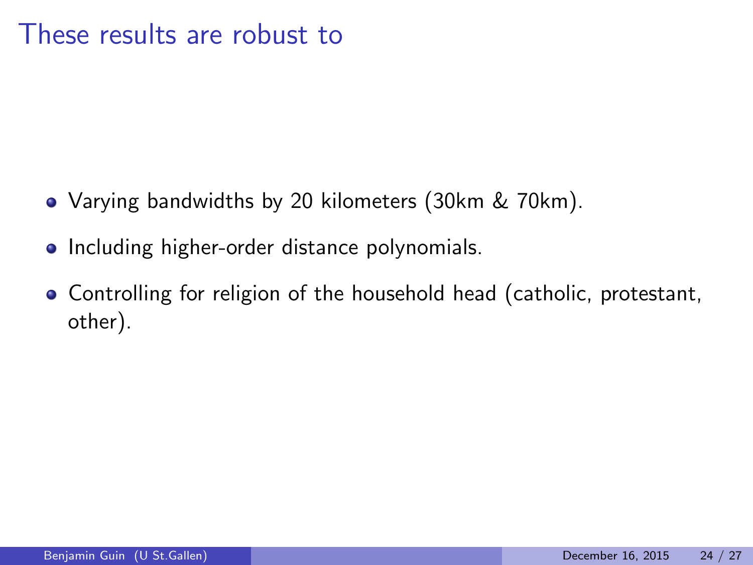# These results are robust to

- Varying bandwidths by 20 kilometers (30km & 70km).
- Including higher-order distance polynomials.
- Controlling for religion of the household head (catholic, protestant, other).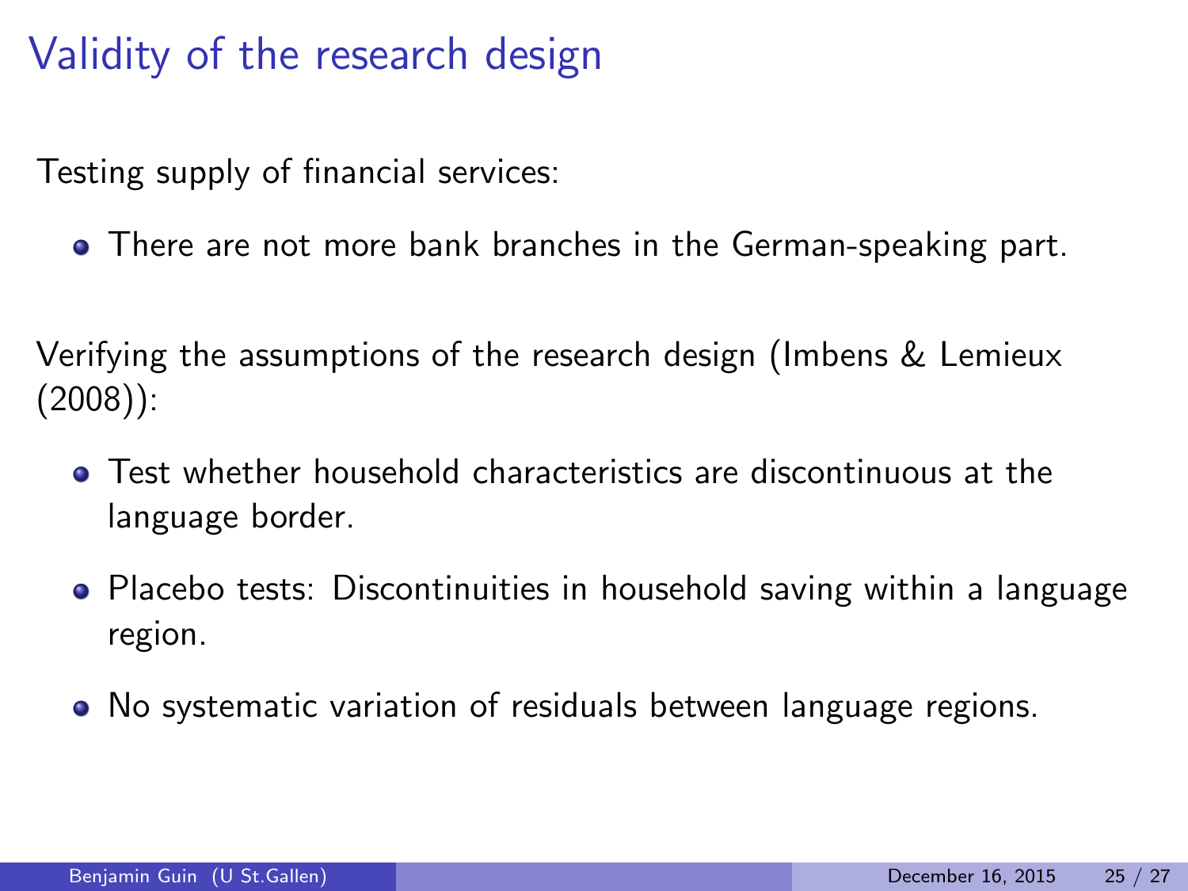# Validity of the research design

Testing supply of financial services:

- There are not more bank branches in the German-speaking part.

Verifying the assumptions of the research design (Imbens & Lemieux (2008)):

- Test whether household characteristics are discontinuous at the language border.
- Placebo tests: Discontinuities in household saving within a language region.
- No systematic variation of residuals between language regions.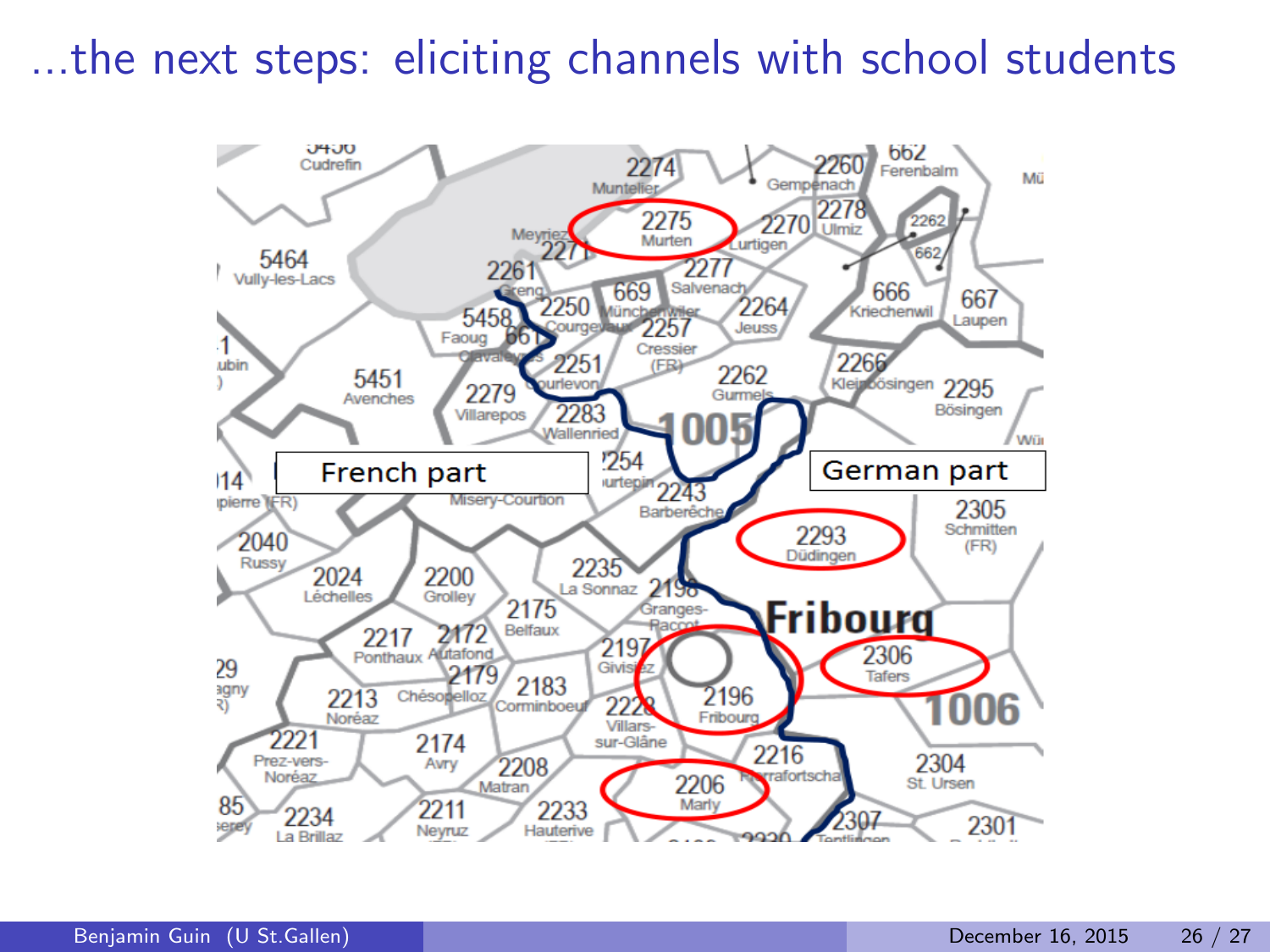# ...the next steps: eliciting channels with school students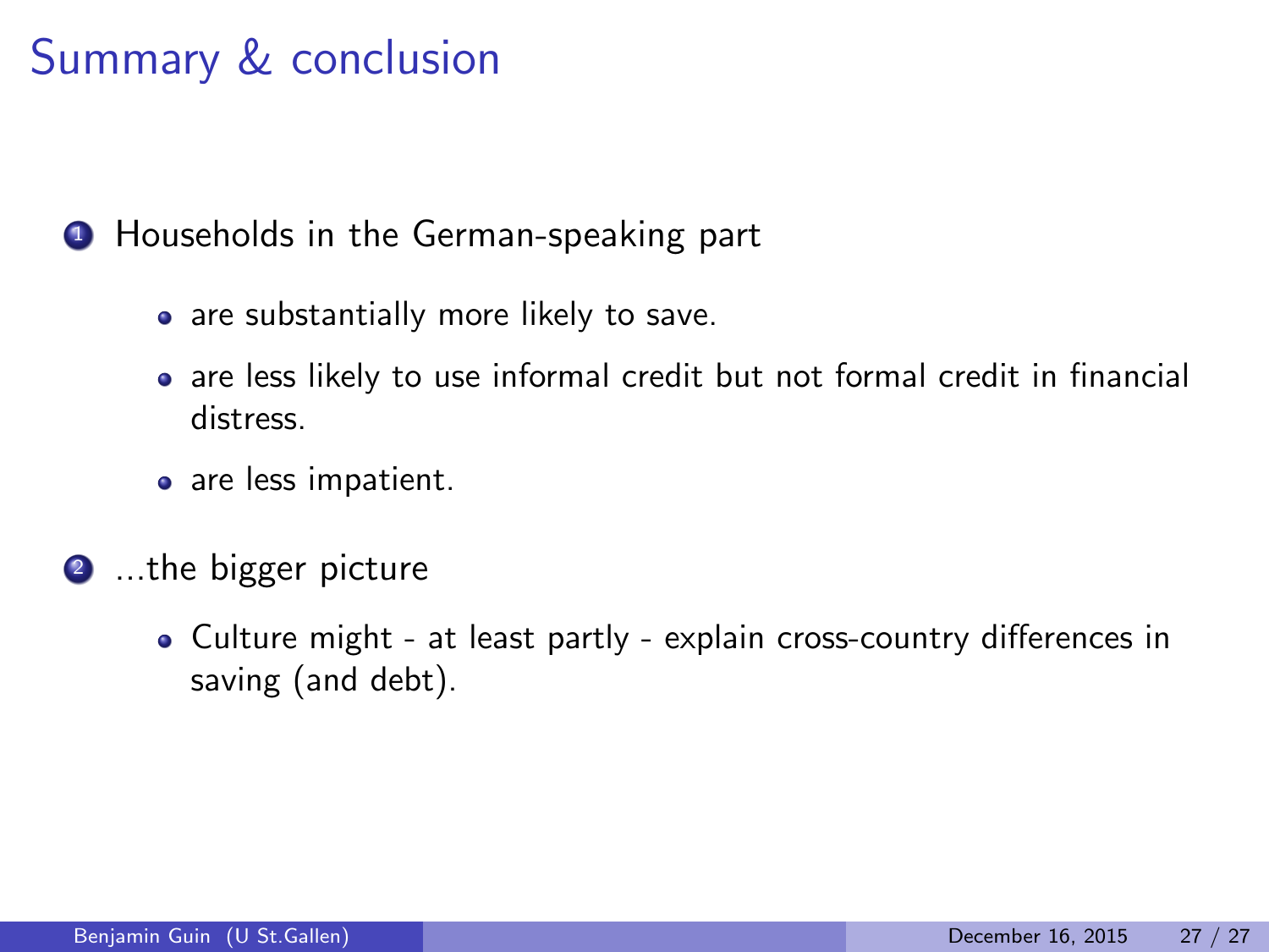# Summary & conclusion

1. Households in the German-speaking part
   - are substantially more likely to save.
   - are less likely to use informal credit but not formal credit in financial distress.
   - are less impatient.
2. ...the bigger picture
   - Culture might - at least partly - explain cross-country differences in saving (and debt).